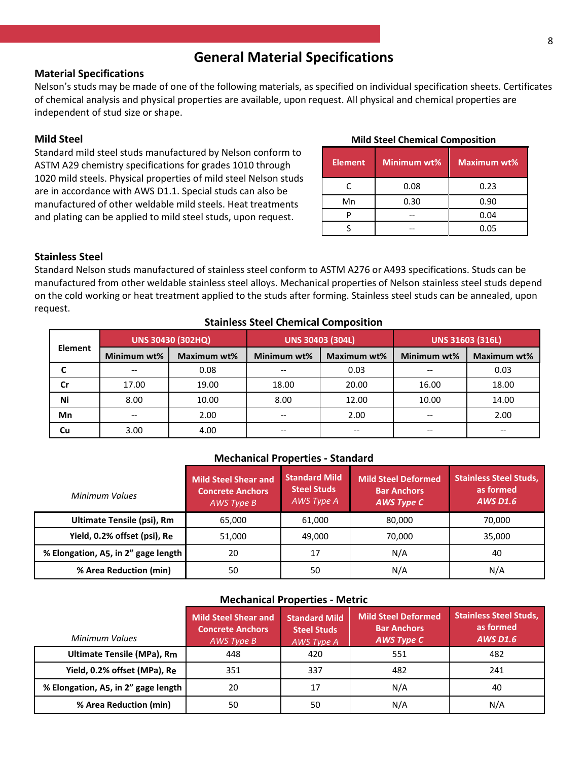# General Material Specifications

## Material Specifications

Nelson's studs may be made of one of the following materials, as specified on individual specification sheets. Certificates of chemical analysis and physical properties are available, upon request. All physical and chemical properties are independent of stud size or shape.

### Mild Steel

Standard mild steel studs manufactured by Nelson conform to ASTM A29 chemistry specifications for grades 1010 through 1020 mild steels. Physical properties of mild steel Nelson studs are in accordance with AWS D1.1. Special studs can also be manufactured of other weldable mild steels. Heat treatments and plating can be applied to mild steel studs, upon request.

**Mild Steel Chemical Composition**

| Element | Minimum wt% | Maximum wt% |
|---|---|---|
| C | 0.08 | 0.23 |
| Mn | 0.30 | 0.90 |
| P | -- | 0.04 |
| S | -- | 0.05 |

### Stainless Steel

Standard Nelson studs manufactured of stainless steel conform to ASTM A276 or A493 specifications. Studs can be manufactured from other weldable stainless steel alloys. Mechanical properties of Nelson stainless steel studs depend on the cold working or heat treatment applied to the studs after forming. Stainless steel studs can be annealed, upon request.

**Stainless Steel Chemical Composition**

| Element | UNS 30430 (302HQ) | | UNS 30403 (304L) | | UNS 31603 (316L) | |
|---|---|---|---|---|---|---|
| | Minimum wt% | Maximum wt% | Minimum wt% | Maximum wt% | Minimum wt% | Maximum wt% |
| **C** | -- | 0.08 | -- | 0.03 | -- | 0.03 |
| **Cr** | 17.00 | 19.00 | 18.00 | 20.00 | 16.00 | 18.00 |
| **Ni** | 8.00 | 10.00 | 8.00 | 12.00 | 10.00 | 14.00 |
| **Mn** | -- | 2.00 | -- | 2.00 | -- | 2.00 |
| **Cu** | 3.00 | 4.00 | -- | -- | -- | -- |

**Mechanical Properties - Standard**

| *Minimum Values* | Mild Steel Shear and Concrete Anchors *AWS Type B* | Standard Mild Steel Studs *AWS Type A* | Mild Steel Deformed Bar Anchors ***AWS Type C*** | Stainless Steel Studs, as formed ***AWS D1.6*** |
|---|---|---|---|---|
| **Ultimate Tensile (psi), Rm** | 65,000 | 61,000 | 80,000 | 70,000 |
| **Yield, 0.2% offset (psi), Re** | 51,000 | 49,000 | 70,000 | 35,000 |
| **% Elongation, A5, in 2" gage length** | 20 | 17 | N/A | 40 |
| **% Area Reduction (min)** | 50 | 50 | N/A | N/A |

**Mechanical Properties - Metric**

| *Minimum Values* | Mild Steel Shear and Concrete Anchors *AWS Type B* | Standard Mild Steel Studs *AWS Type A* | Mild Steel Deformed Bar Anchors ***AWS Type C*** | Stainless Steel Studs, as formed ***AWS D1.6*** |
|---|---|---|---|---|
| **Ultimate Tensile (MPa), Rm** | 448 | 420 | 551 | 482 |
| **Yield, 0.2% offset (MPa), Re** | 351 | 337 | 482 | 241 |
| **% Elongation, A5, in 2" gage length** | 20 | 17 | N/A | 40 |
| **% Area Reduction (min)** | 50 | 50 | N/A | N/A |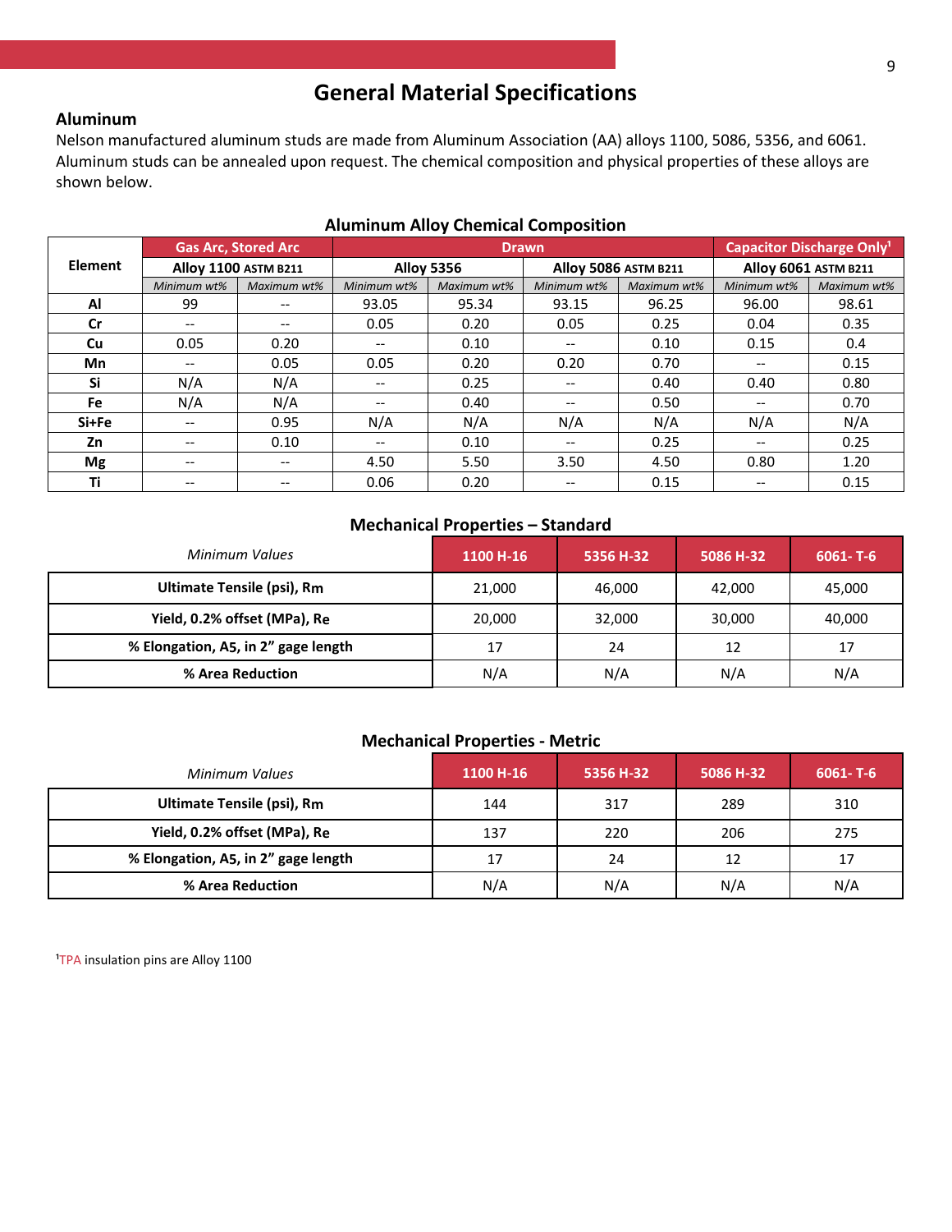# General Material Specifications

## Aluminum

Nelson manufactured aluminum studs are made from Aluminum Association (AA) alloys 1100, 5086, 5356, and 6061. Aluminum studs can be annealed upon request. The chemical composition and physical properties of these alloys are shown below.

### Aluminum Alloy Chemical Composition

| Element | Gas Arc, Stored Arc | | Drawn | | | | Capacitor Discharge Only[1] | |
|---|---|---|---|---|---|---|---|---|
| | Alloy 1100 ASTM B211 | | Alloy 5356 | | Alloy 5086 ASTM B211 | | Alloy 6061 ASTM B211 | |
| | *Minimum wt%* | *Maximum wt%* | *Minimum wt%* | *Maximum wt%* | *Minimum wt%* | *Maximum wt%* | *Minimum wt%* | *Maximum wt%* |
| **Al** | 99 | -- | 93.05 | 95.34 | 93.15 | 96.25 | 96.00 | 98.61 |
| **Cr** | -- | -- | 0.05 | 0.20 | 0.05 | 0.25 | 0.04 | 0.35 |
| **Cu** | 0.05 | 0.20 | -- | 0.10 | -- | 0.10 | 0.15 | 0.4 |
| **Mn** | -- | 0.05 | 0.05 | 0.20 | 0.20 | 0.70 | -- | 0.15 |
| **Si** | N/A | N/A | -- | 0.25 | -- | 0.40 | 0.40 | 0.80 |
| **Fe** | N/A | N/A | -- | 0.40 | -- | 0.50 | -- | 0.70 |
| **Si+Fe** | -- | 0.95 | N/A | N/A | N/A | N/A | N/A | N/A |
| **Zn** | -- | 0.10 | -- | 0.10 | -- | 0.25 | -- | 0.25 |
| **Mg** | -- | -- | 4.50 | 5.50 | 3.50 | 4.50 | 0.80 | 1.20 |
| **Ti** | -- | -- | 0.06 | 0.20 | -- | 0.15 | -- | 0.15 |

### Mechanical Properties – Standard

| *Minimum Values* | 1100 H-16 | 5356 H-32 | 5086 H-32 | 6061- T-6 |
|---|---|---|---|---|
| **Ultimate Tensile (psi), Rm** | 21,000 | 46,000 | 42,000 | 45,000 |
| **Yield, 0.2% offset (MPa), Re** | 20,000 | 32,000 | 30,000 | 40,000 |
| **% Elongation, A5, in 2" gage length** | 17 | 24 | 12 | 17 |
| **% Area Reduction** | N/A | N/A | N/A | N/A |

### Mechanical Properties - Metric

| *Minimum Values* | 1100 H-16 | 5356 H-32 | 5086 H-32 | 6061- T-6 |
|---|---|---|---|---|
| **Ultimate Tensile (psi), Rm** | 144 | 317 | 289 | 310 |
| **Yield, 0.2% offset (MPa), Re** | 137 | 220 | 206 | 275 |
| **% Elongation, A5, in 2" gage length** | 17 | 24 | 12 | 17 |
| **% Area Reduction** | N/A | N/A | N/A | N/A |

[1]TPA insulation pins are Alloy 1100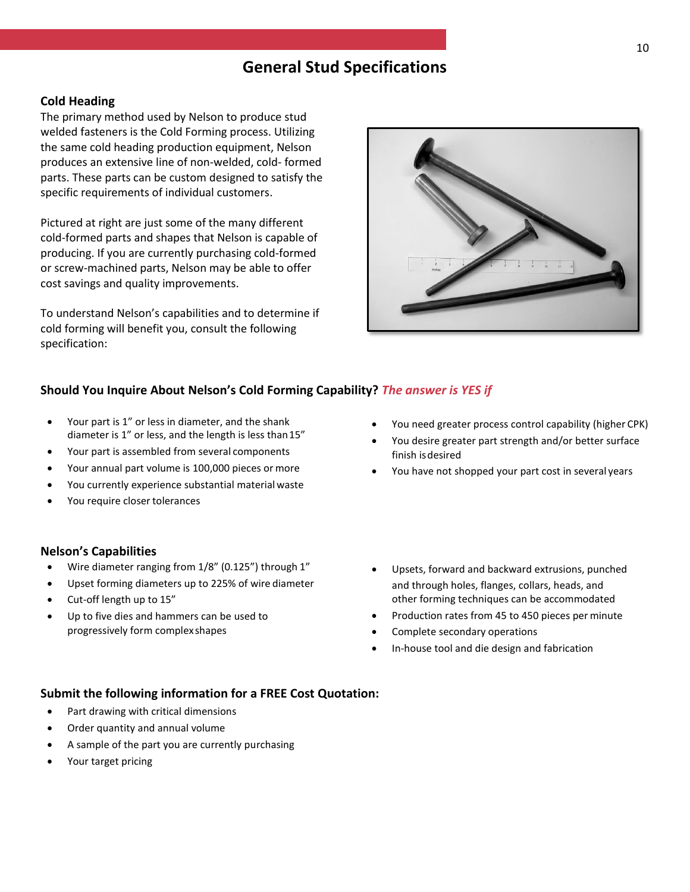# General Stud Specifications

## Cold Heading

The primary method used by Nelson to produce stud welded fasteners is the Cold Forming process. Utilizing the same cold heading production equipment, Nelson produces an extensive line of non-welded, cold- formed parts. These parts can be custom designed to satisfy the specific requirements of individual customers.

Pictured at right are just some of the many different cold-formed parts and shapes that Nelson is capable of producing. If you are currently purchasing cold-formed or screw-machined parts, Nelson may be able to offer cost savings and quality improvements.

To understand Nelson's capabilities and to determine if cold forming will benefit you, consult the following specification:

## Should You Inquire About Nelson's Cold Forming Capability? *The answer is YES if*

- Your part is 1" or less in diameter, and the shank diameter is 1" or less, and the length is less than 15"
- Your part is assembled from several components
- Your annual part volume is 100,000 pieces or more
- You currently experience substantial material waste
- You require closer tolerances
- You need greater process control capability (higher CPK)
- You desire greater part strength and/or better surface finish is desired
- You have not shopped your part cost in several years

## Nelson's Capabilities

- Wire diameter ranging from 1/8" (0.125") through 1"
- Upset forming diameters up to 225% of wire diameter
- Cut-off length up to 15"
- Up to five dies and hammers can be used to progressively form complex shapes
- Upsets, forward and backward extrusions, punched and through holes, flanges, collars, heads, and other forming techniques can be accommodated
- Production rates from 45 to 450 pieces per minute
- Complete secondary operations
- In-house tool and die design and fabrication

## Submit the following information for a FREE Cost Quotation:

- Part drawing with critical dimensions
- Order quantity and annual volume
- A sample of the part you are currently purchasing
- Your target pricing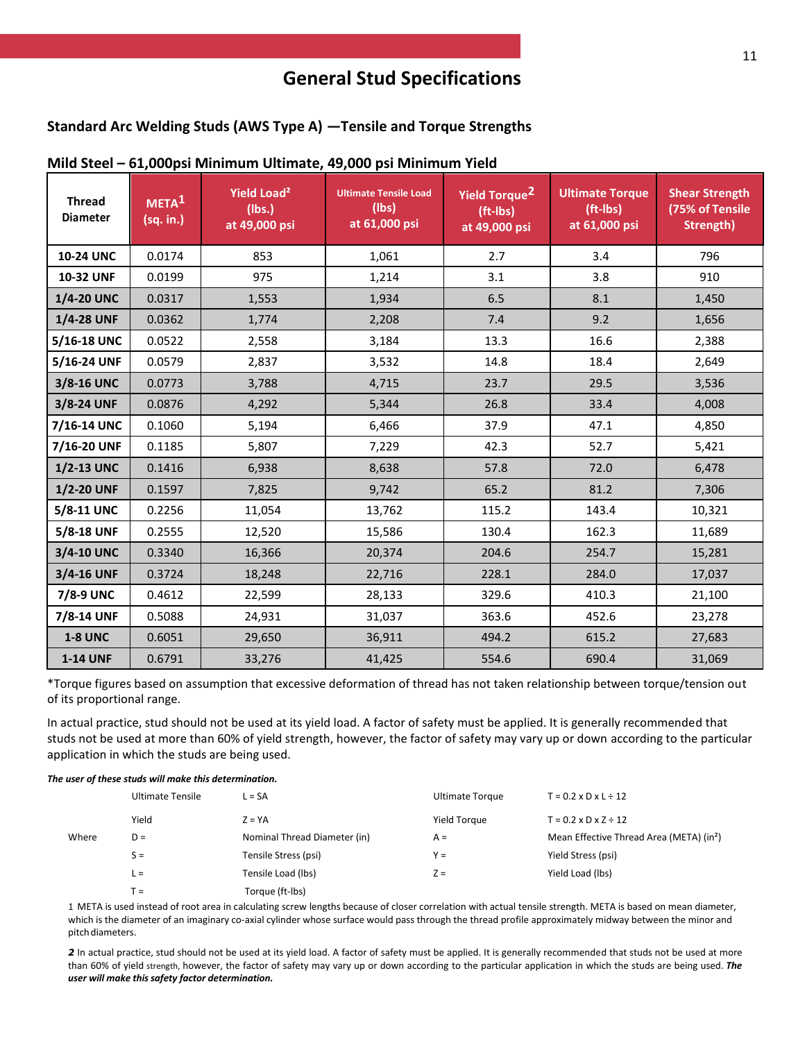# General Stud Specifications

## Standard Arc Welding Studs (AWS Type A) —Tensile and Torque Strengths

### Mild Steel – 61,000psi Minimum Ultimate, 49,000 psi Minimum Yield

| Thread Diameter | META[1] (sq. in.) | Yield Load[2] (lbs.) at 49,000 psi | Ultimate Tensile Load (lbs) at 61,000 psi | Yield Torque[2] (ft-lbs) at 49,000 psi | Ultimate Torque (ft-lbs) at 61,000 psi | Shear Strength (75% of Tensile Strength) |
|---|---|---|---|---|---|---|
| **10-24 UNC** | 0.0174 | 853 | 1,061 | 2.7 | 3.4 | 796 |
| **10-32 UNF** | 0.0199 | 975 | 1,214 | 3.1 | 3.8 | 910 |
| **1/4-20 UNC** | 0.0317 | 1,553 | 1,934 | 6.5 | 8.1 | 1,450 |
| **1/4-28 UNF** | 0.0362 | 1,774 | 2,208 | 7.4 | 9.2 | 1,656 |
| **5/16-18 UNC** | 0.0522 | 2,558 | 3,184 | 13.3 | 16.6 | 2,388 |
| **5/16-24 UNF** | 0.0579 | 2,837 | 3,532 | 14.8 | 18.4 | 2,649 |
| **3/8-16 UNC** | 0.0773 | 3,788 | 4,715 | 23.7 | 29.5 | 3,536 |
| **3/8-24 UNF** | 0.0876 | 4,292 | 5,344 | 26.8 | 33.4 | 4,008 |
| **7/16-14 UNC** | 0.1060 | 5,194 | 6,466 | 37.9 | 47.1 | 4,850 |
| **7/16-20 UNF** | 0.1185 | 5,807 | 7,229 | 42.3 | 52.7 | 5,421 |
| **1/2-13 UNC** | 0.1416 | 6,938 | 8,638 | 57.8 | 72.0 | 6,478 |
| **1/2-20 UNF** | 0.1597 | 7,825 | 9,742 | 65.2 | 81.2 | 7,306 |
| **5/8-11 UNC** | 0.2256 | 11,054 | 13,762 | 115.2 | 143.4 | 10,321 |
| **5/8-18 UNF** | 0.2555 | 12,520 | 15,586 | 130.4 | 162.3 | 11,689 |
| **3/4-10 UNC** | 0.3340 | 16,366 | 20,374 | 204.6 | 254.7 | 15,281 |
| **3/4-16 UNF** | 0.3724 | 18,248 | 22,716 | 228.1 | 284.0 | 17,037 |
| **7/8-9 UNC** | 0.4612 | 22,599 | 28,133 | 329.6 | 410.3 | 21,100 |
| **7/8-14 UNF** | 0.5088 | 24,931 | 31,037 | 363.6 | 452.6 | 23,278 |
| **1-8 UNC** | 0.6051 | 29,650 | 36,911 | 494.2 | 615.2 | 27,683 |
| **1-14 UNF** | 0.6791 | 33,276 | 41,425 | 554.6 | 690.4 | 31,069 |

*Torque figures based on assumption that excessive deformation of thread has not taken relationship between torque/tension out of its proportional range.

In actual practice, stud should not be used at its yield load. A factor of safety must be applied. It is generally recommended that studs not be used at more than 60% of yield strength, however, the factor of safety may vary up or down according to the particular application in which the studs are being used.

***The user of these studs will make this determination.***

| | | | | |
|---|---|---|---|---|
| | Ultimate Tensile | L = SA | Ultimate Torque | T = 0.2 x D x L ÷ 12 |
| | Yield | Z = YA | Yield Torque | T = 0.2 x D x Z ÷ 12 |
| Where | D = | Nominal Thread Diameter (in) | A = | Mean Effective Thread Area (META) (in²) |
| | S = | Tensile Stress (psi) | Y = | Yield Stress (psi) |
| | L = | Tensile Load (lbs) | Z = | Yield Load (lbs) |
| | T = | Torque (ft-lbs) | | |

1 META is used instead of root area in calculating screw lengths because of closer correlation with actual tensile strength. META is based on mean diameter, which is the diameter of an imaginary co-axial cylinder whose surface would pass through the thread profile approximately midway between the minor and pitch diameters.

***2*** In actual practice, stud should not be used at its yield load. A factor of safety must be applied. It is generally recommended that studs not be used at more than 60% of yield strength, however, the factor of safety may vary up or down according to the particular application in which the studs are being used. ***The user will make this safety factor determination.***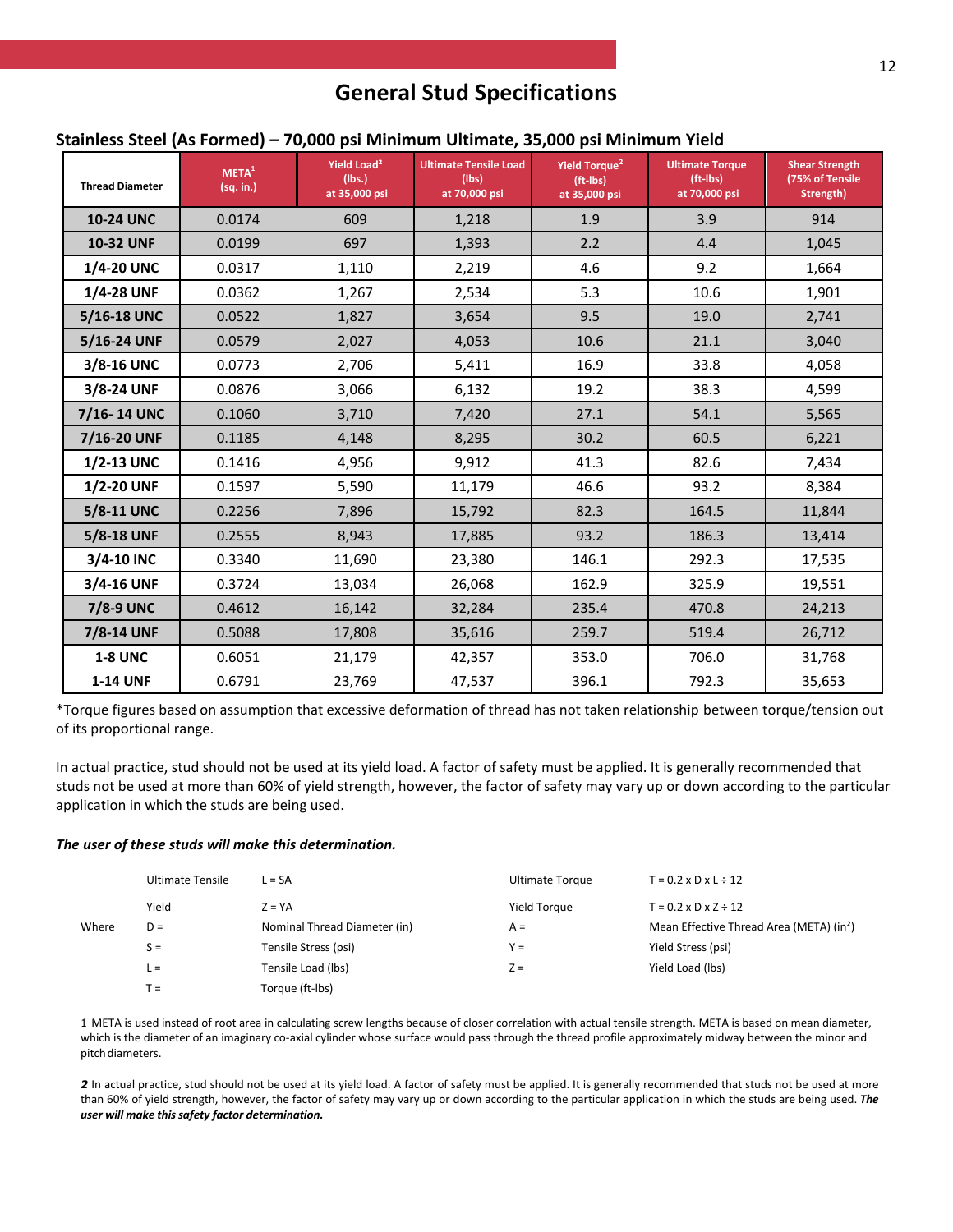# General Stud Specifications

## Stainless Steel (As Formed) – 70,000 psi Minimum Ultimate, 35,000 psi Minimum Yield

| Thread Diameter | META[1] (sq. in.) | Yield Load[2] (lbs.) at 35,000 psi | Ultimate Tensile Load (lbs) at 70,000 psi | Yield Torque[2] (ft-lbs) at 35,000 psi | Ultimate Torque (ft-lbs) at 70,000 psi | Shear Strength (75% of Tensile Strength) |
|---|---|---|---|---|---|---|
| **10-24 UNC** | 0.0174 | 609 | 1,218 | 1.9 | 3.9 | 914 |
| **10-32 UNF** | 0.0199 | 697 | 1,393 | 2.2 | 4.4 | 1,045 |
| **1/4-20 UNC** | 0.0317 | 1,110 | 2,219 | 4.6 | 9.2 | 1,664 |
| **1/4-28 UNF** | 0.0362 | 1,267 | 2,534 | 5.3 | 10.6 | 1,901 |
| **5/16-18 UNC** | 0.0522 | 1,827 | 3,654 | 9.5 | 19.0 | 2,741 |
| **5/16-24 UNF** | 0.0579 | 2,027 | 4,053 | 10.6 | 21.1 | 3,040 |
| **3/8-16 UNC** | 0.0773 | 2,706 | 5,411 | 16.9 | 33.8 | 4,058 |
| **3/8-24 UNF** | 0.0876 | 3,066 | 6,132 | 19.2 | 38.3 | 4,599 |
| **7/16- 14 UNC** | 0.1060 | 3,710 | 7,420 | 27.1 | 54.1 | 5,565 |
| **7/16-20 UNF** | 0.1185 | 4,148 | 8,295 | 30.2 | 60.5 | 6,221 |
| **1/2-13 UNC** | 0.1416 | 4,956 | 9,912 | 41.3 | 82.6 | 7,434 |
| **1/2-20 UNF** | 0.1597 | 5,590 | 11,179 | 46.6 | 93.2 | 8,384 |
| **5/8-11 UNC** | 0.2256 | 7,896 | 15,792 | 82.3 | 164.5 | 11,844 |
| **5/8-18 UNF** | 0.2555 | 8,943 | 17,885 | 93.2 | 186.3 | 13,414 |
| **3/4-10 INC** | 0.3340 | 11,690 | 23,380 | 146.1 | 292.3 | 17,535 |
| **3/4-16 UNF** | 0.3724 | 13,034 | 26,068 | 162.9 | 325.9 | 19,551 |
| **7/8-9 UNC** | 0.4612 | 16,142 | 32,284 | 235.4 | 470.8 | 24,213 |
| **7/8-14 UNF** | 0.5088 | 17,808 | 35,616 | 259.7 | 519.4 | 26,712 |
| **1-8 UNC** | 0.6051 | 21,179 | 42,357 | 353.0 | 706.0 | 31,768 |
| **1-14 UNF** | 0.6791 | 23,769 | 47,537 | 396.1 | 792.3 | 35,653 |

*Torque figures based on assumption that excessive deformation of thread has not taken relationship between torque/tension out of its proportional range.

In actual practice, stud should not be used at its yield load. A factor of safety must be applied. It is generally recommended that studs not be used at more than 60% of yield strength, however, the factor of safety may vary up or down according to the particular application in which the studs are being used.

***The user of these studs will make this determination.***

| | | | | |
|---|---|---|---|---|
| | Ultimate Tensile | $L = SA$ | Ultimate Torque | $T = 0.2 \times D \times L \div 12$ |
| | Yield | $Z = YA$ | Yield Torque | $T = 0.2 \times D \times Z \div 12$ |
| Where | $D =$ | Nominal Thread Diameter (in) | $A =$ | Mean Effective Thread Area (META) ($in^2$) |
| | $S =$ | Tensile Stress (psi) | $Y =$ | Yield Stress (psi) |
| | $L =$ | Tensile Load (lbs) | $Z =$ | Yield Load (lbs) |
| | $T =$ | Torque (ft-lbs) | | |

1 META is used instead of root area in calculating screw lengths because of closer correlation with actual tensile strength. META is based on mean diameter, which is the diameter of an imaginary co-axial cylinder whose surface would pass through the thread profile approximately midway between the minor and pitch diameters.

***2*** In actual practice, stud should not be used at its yield load. A factor of safety must be applied. It is generally recommended that studs not be used at more than 60% of yield strength, however, the factor of safety may vary up or down according to the particular application in which the studs are being used. ***The user will make this safety factor determination.***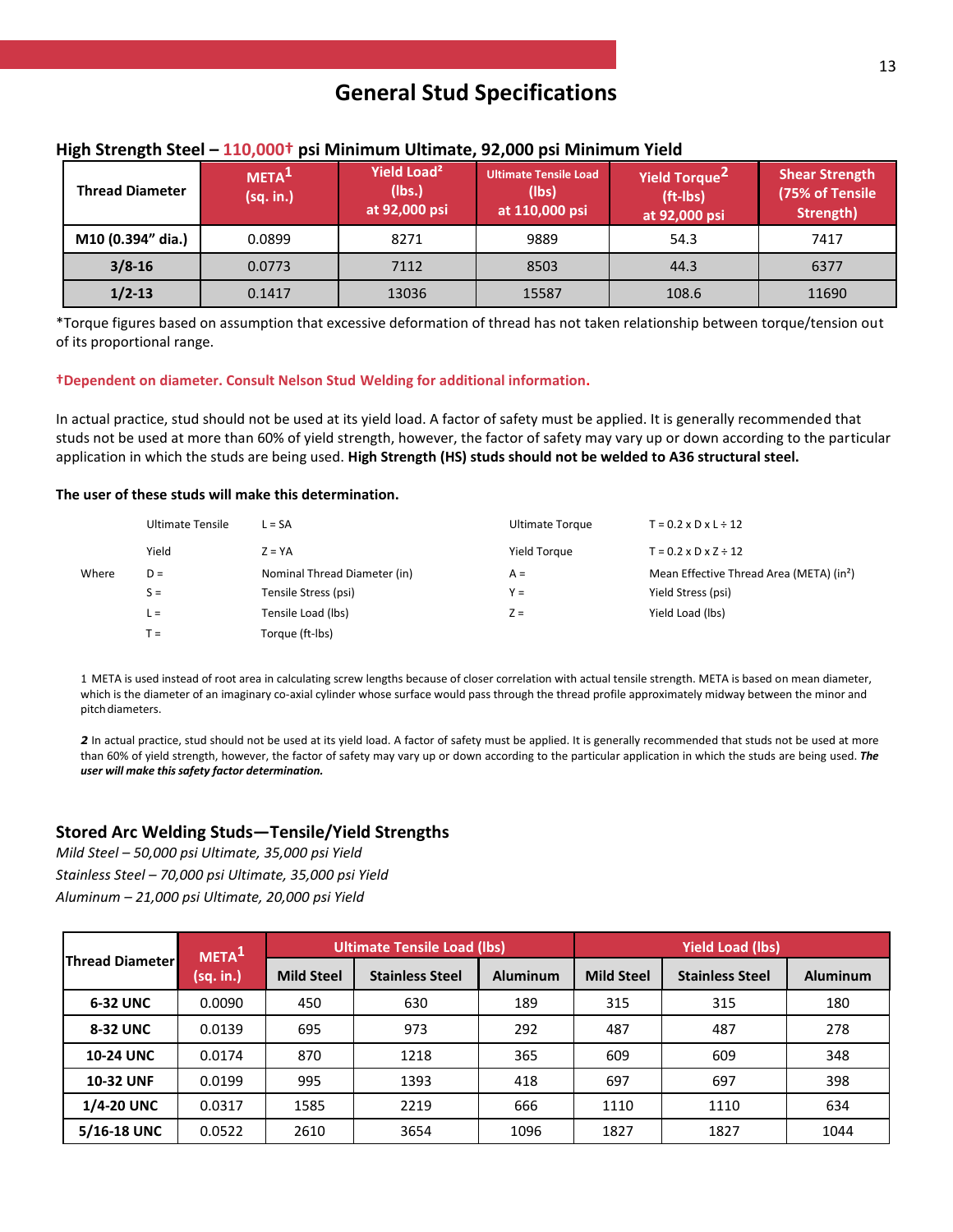# General Stud Specifications

### High Strength Steel – 110,000† psi Minimum Ultimate, 92,000 psi Minimum Yield

| Thread Diameter | META[1] (sq. in.) | Yield Load[2] (lbs.) at 92,000 psi | Ultimate Tensile Load (lbs) at 110,000 psi | Yield Torque[2] (ft-lbs) at 92,000 psi | Shear Strength (75% of Tensile Strength) |
|---|---|---|---|---|---|
| M10 (0.394" dia.) | 0.0899 | 8271 | 9889 | 54.3 | 7417 |
| 3/8-16 | 0.0773 | 7112 | 8503 | 44.3 | 6377 |
| 1/2-13 | 0.1417 | 13036 | 15587 | 108.6 | 11690 |

*Torque figures based on assumption that excessive deformation of thread has not taken relationship between torque/tension out of its proportional range.

†Dependent on diameter. Consult Nelson Stud Welding for additional information.

In actual practice, stud should not be used at its yield load. A factor of safety must be applied. It is generally recommended that studs not be used at more than 60% of yield strength, however, the factor of safety may vary up or down according to the particular application in which the studs are being used. **High Strength (HS) studs should not be welded to A36 structural steel.**

**The user of these studs will make this determination.**

Ultimate Tensile: $L = SA$ — Ultimate Torque: $T = 0.2 \times D \times L \div 12$

Yield: $Z = YA$ — Yield Torque: $T = 0.2 \times D \times Z \div 12$

Where
- $D$ = Nominal Thread Diameter (in)
- $S$ = Tensile Stress (psi)
- $L$ = Tensile Load (lbs)
- $T$ = Torque (ft-lbs)
- $A$ = Mean Effective Thread Area (META) (in²)
- $Y$ = Yield Stress (psi)
- $Z$ = Yield Load (lbs)

1 META is used instead of root area in calculating screw lengths because of closer correlation with actual tensile strength. META is based on mean diameter, which is the diameter of an imaginary co-axial cylinder whose surface would pass through the thread profile approximately midway between the minor and pitch diameters.

*2* In actual practice, stud should not be used at its yield load. A factor of safety must be applied. It is generally recommended that studs not be used at more than 60% of yield strength, however, the factor of safety may vary up or down according to the particular application in which the studs are being used. ***The user will make this safety factor determination.***

### Stored Arc Welding Studs—Tensile/Yield Strengths

*Mild Steel – 50,000 psi Ultimate, 35,000 psi Yield*
*Stainless Steel – 70,000 psi Ultimate, 35,000 psi Yield*
*Aluminum – 21,000 psi Ultimate, 20,000 psi Yield*

| Thread Diameter | META[1] (sq. in.) | Ultimate Tensile Load (lbs) | | | Yield Load (lbs) | | |
|---|---|---|---|---|---|---|---|
| | | Mild Steel | Stainless Steel | Aluminum | Mild Steel | Stainless Steel | Aluminum |
| 6-32 UNC | 0.0090 | 450 | 630 | 189 | 315 | 315 | 180 |
| 8-32 UNC | 0.0139 | 695 | 973 | 292 | 487 | 487 | 278 |
| 10-24 UNC | 0.0174 | 870 | 1218 | 365 | 609 | 609 | 348 |
| 10-32 UNF | 0.0199 | 995 | 1393 | 418 | 697 | 697 | 398 |
| 1/4-20 UNC | 0.0317 | 1585 | 2219 | 666 | 1110 | 1110 | 634 |
| 5/16-18 UNC | 0.0522 | 2610 | 3654 | 1096 | 1827 | 1827 | 1044 |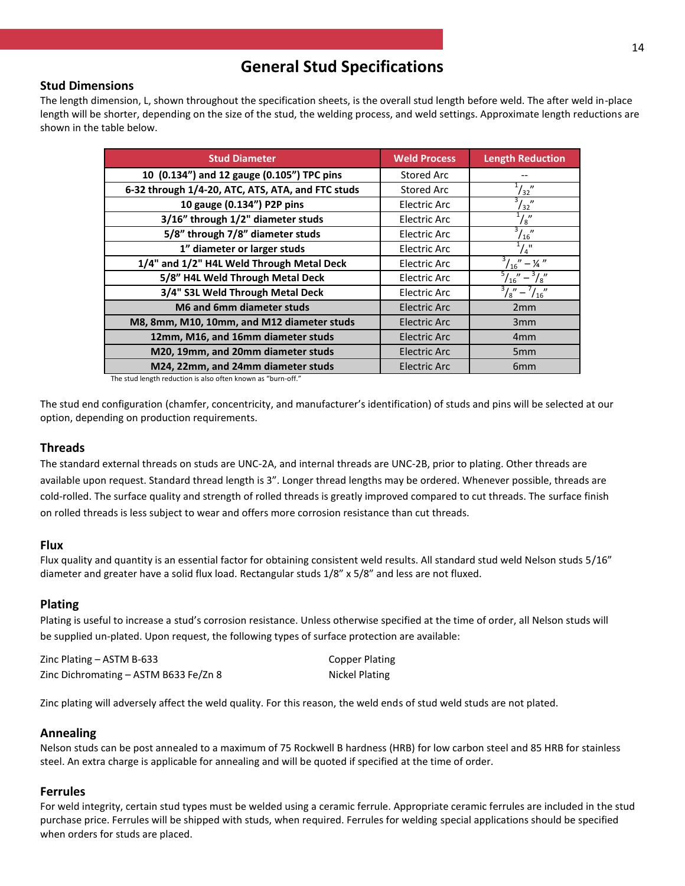# General Stud Specifications

## Stud Dimensions

The length dimension, L, shown throughout the specification sheets, is the overall stud length before weld. The after weld in-place length will be shorter, depending on the size of the stud, the welding process, and weld settings. Approximate length reductions are shown in the table below.

| Stud Diameter | Weld Process | Length Reduction |
|---|---|---|
| 10 (0.134") and 12 gauge (0.105") TPC pins | Stored Arc | -- |
| 6-32 through 1/4-20, ATC, ATS, ATA, and FTC studs | Stored Arc | 1/32" |
| 10 gauge (0.134") P2P pins | Electric Arc | 3/32" |
| 3/16" through 1/2" diameter studs | Electric Arc | 1/8" |
| 5/8" through 7/8" diameter studs | Electric Arc | 3/16" |
| 1" diameter or larger studs | Electric Arc | 1/4" |
| 1/4" and 1/2" H4L Weld Through Metal Deck | Electric Arc | 3/16" – ¼" |
| 5/8" H4L Weld Through Metal Deck | Electric Arc | 5/16" – 3/8" |
| 3/4" S3L Weld Through Metal Deck | Electric Arc | 3/8" – 7/16" |
| M6 and 6mm diameter studs | Electric Arc | 2mm |
| M8, 8mm, M10, 10mm, and M12 diameter studs | Electric Arc | 3mm |
| 12mm, M16, and 16mm diameter studs | Electric Arc | 4mm |
| M20, 19mm, and 20mm diameter studs | Electric Arc | 5mm |
| M24, 22mm, and 24mm diameter studs | Electric Arc | 6mm |

The stud length reduction is also often known as "burn-off."

The stud end configuration (chamfer, concentricity, and manufacturer's identification) of studs and pins will be selected at our option, depending on production requirements.

## Threads

The standard external threads on studs are UNC-2A, and internal threads are UNC-2B, prior to plating. Other threads are available upon request. Standard thread length is 3". Longer thread lengths may be ordered. Whenever possible, threads are cold-rolled. The surface quality and strength of rolled threads is greatly improved compared to cut threads. The surface finish on rolled threads is less subject to wear and offers more corrosion resistance than cut threads.

## Flux

Flux quality and quantity is an essential factor for obtaining consistent weld results. All standard stud weld Nelson studs 5/16" diameter and greater have a solid flux load. Rectangular studs 1/8" x 5/8" and less are not fluxed.

## Plating

Plating is useful to increase a stud's corrosion resistance. Unless otherwise specified at the time of order, all Nelson studs will be supplied un-plated. Upon request, the following types of surface protection are available:

- Zinc Plating – ASTM B-633
- Zinc Dichromating – ASTM B633 Fe/Zn 8
- Copper Plating
- Nickel Plating

Zinc plating will adversely affect the weld quality. For this reason, the weld ends of stud weld studs are not plated.

## Annealing

Nelson studs can be post annealed to a maximum of 75 Rockwell B hardness (HRB) for low carbon steel and 85 HRB for stainless steel. An extra charge is applicable for annealing and will be quoted if specified at the time of order.

## Ferrules

For weld integrity, certain stud types must be welded using a ceramic ferrule. Appropriate ceramic ferrules are included in the stud purchase price. Ferrules will be shipped with studs, when required. Ferrules for welding special applications should be specified when orders for studs are placed.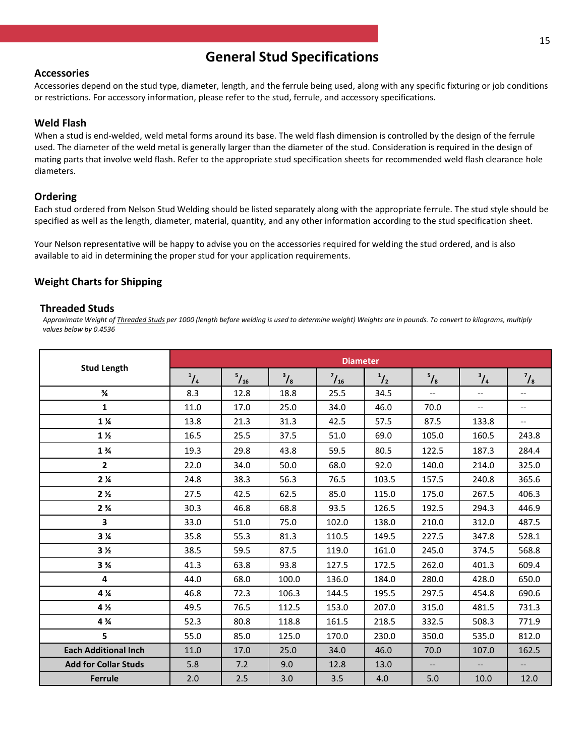# General Stud Specifications

## Accessories

Accessories depend on the stud type, diameter, length, and the ferrule being used, along with any specific fixturing or job conditions or restrictions. For accessory information, please refer to the stud, ferrule, and accessory specifications.

## Weld Flash

When a stud is end-welded, weld metal forms around its base. The weld flash dimension is controlled by the design of the ferrule used. The diameter of the weld metal is generally larger than the diameter of the stud. Consideration is required in the design of mating parts that involve weld flash. Refer to the appropriate stud specification sheets for recommended weld flash clearance hole diameters.

## Ordering

Each stud ordered from Nelson Stud Welding should be listed separately along with the appropriate ferrule. The stud style should be specified as well as the length, diameter, material, quantity, and any other information according to the stud specification sheet.

Your Nelson representative will be happy to advise you on the accessories required for welding the stud ordered, and is also available to aid in determining the proper stud for your application requirements.

## Weight Charts for Shipping

### Threaded Studs

*Approximate Weight of Threaded Studs per 1000 (length before welding is used to determine weight) Weights are in pounds. To convert to kilograms, multiply values below by 0.4536*

| Stud Length | Diameter | | | | | | | |
|---|---|---|---|---|---|---|---|---|
| | 1/4 | 5/16 | 3/8 | 7/16 | 1/2 | 5/8 | 3/4 | 7/8 |
| **¾** | 8.3 | 12.8 | 18.8 | 25.5 | 34.5 | -- | -- | -- |
| **1** | 11.0 | 17.0 | 25.0 | 34.0 | 46.0 | 70.0 | -- | -- |
| **1 ¼** | 13.8 | 21.3 | 31.3 | 42.5 | 57.5 | 87.5 | 133.8 | -- |
| **1 ½** | 16.5 | 25.5 | 37.5 | 51.0 | 69.0 | 105.0 | 160.5 | 243.8 |
| **1 ¾** | 19.3 | 29.8 | 43.8 | 59.5 | 80.5 | 122.5 | 187.3 | 284.4 |
| **2** | 22.0 | 34.0 | 50.0 | 68.0 | 92.0 | 140.0 | 214.0 | 325.0 |
| **2 ¼** | 24.8 | 38.3 | 56.3 | 76.5 | 103.5 | 157.5 | 240.8 | 365.6 |
| **2 ½** | 27.5 | 42.5 | 62.5 | 85.0 | 115.0 | 175.0 | 267.5 | 406.3 |
| **2 ¾** | 30.3 | 46.8 | 68.8 | 93.5 | 126.5 | 192.5 | 294.3 | 446.9 |
| **3** | 33.0 | 51.0 | 75.0 | 102.0 | 138.0 | 210.0 | 312.0 | 487.5 |
| **3 ¼** | 35.8 | 55.3 | 81.3 | 110.5 | 149.5 | 227.5 | 347.8 | 528.1 |
| **3 ½** | 38.5 | 59.5 | 87.5 | 119.0 | 161.0 | 245.0 | 374.5 | 568.8 |
| **3 ¾** | 41.3 | 63.8 | 93.8 | 127.5 | 172.5 | 262.0 | 401.3 | 609.4 |
| **4** | 44.0 | 68.0 | 100.0 | 136.0 | 184.0 | 280.0 | 428.0 | 650.0 |
| **4 ¼** | 46.8 | 72.3 | 106.3 | 144.5 | 195.5 | 297.5 | 454.8 | 690.6 |
| **4 ½** | 49.5 | 76.5 | 112.5 | 153.0 | 207.0 | 315.0 | 481.5 | 731.3 |
| **4 ¾** | 52.3 | 80.8 | 118.8 | 161.5 | 218.5 | 332.5 | 508.3 | 771.9 |
| **5** | 55.0 | 85.0 | 125.0 | 170.0 | 230.0 | 350.0 | 535.0 | 812.0 |
| **Each Additional Inch** | 11.0 | 17.0 | 25.0 | 34.0 | 46.0 | 70.0 | 107.0 | 162.5 |
| **Add for Collar Studs** | 5.8 | 7.2 | 9.0 | 12.8 | 13.0 | -- | -- | -- |
| **Ferrule** | 2.0 | 2.5 | 3.0 | 3.5 | 4.0 | 5.0 | 10.0 | 12.0 |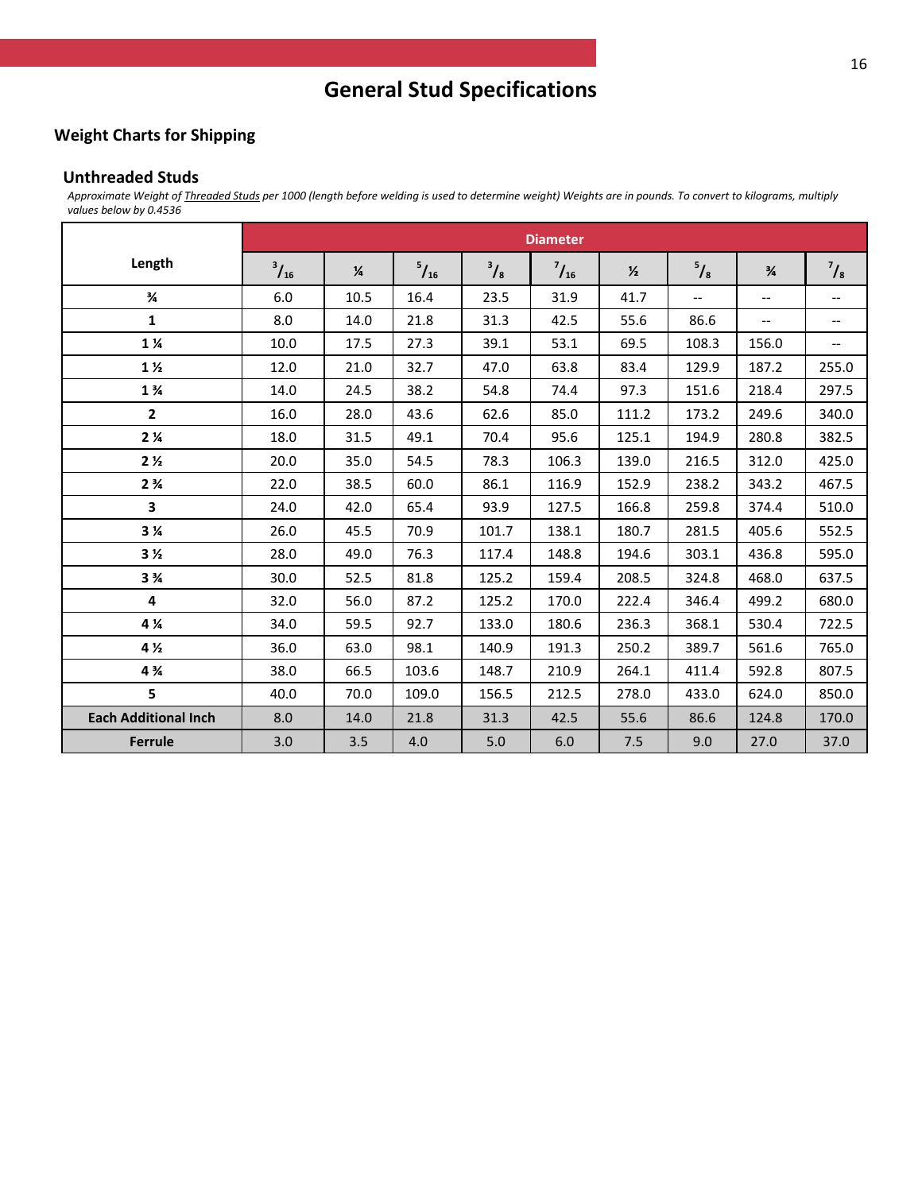# General Stud Specifications

## Weight Charts for Shipping

### Unthreaded Studs

*Approximate Weight of Threaded Studs per 1000 (length before welding is used to determine weight) Weights are in pounds. To convert to kilograms, multiply values below by 0.4536*

| Length | Diameter | | | | | | | | |
|---|---|---|---|---|---|---|---|---|---|
| | 3/16 | ¼ | 5/16 | 3/8 | 7/16 | ½ | 5/8 | ¾ | 7/8 |
| **¾** | 6.0 | 10.5 | 16.4 | 23.5 | 31.9 | 41.7 | -- | -- | -- |
| **1** | 8.0 | 14.0 | 21.8 | 31.3 | 42.5 | 55.6 | 86.6 | -- | -- |
| **1 ¼** | 10.0 | 17.5 | 27.3 | 39.1 | 53.1 | 69.5 | 108.3 | 156.0 | -- |
| **1 ½** | 12.0 | 21.0 | 32.7 | 47.0 | 63.8 | 83.4 | 129.9 | 187.2 | 255.0 |
| **1 ¾** | 14.0 | 24.5 | 38.2 | 54.8 | 74.4 | 97.3 | 151.6 | 218.4 | 297.5 |
| **2** | 16.0 | 28.0 | 43.6 | 62.6 | 85.0 | 111.2 | 173.2 | 249.6 | 340.0 |
| **2 ¼** | 18.0 | 31.5 | 49.1 | 70.4 | 95.6 | 125.1 | 194.9 | 280.8 | 382.5 |
| **2 ½** | 20.0 | 35.0 | 54.5 | 78.3 | 106.3 | 139.0 | 216.5 | 312.0 | 425.0 |
| **2 ¾** | 22.0 | 38.5 | 60.0 | 86.1 | 116.9 | 152.9 | 238.2 | 343.2 | 467.5 |
| **3** | 24.0 | 42.0 | 65.4 | 93.9 | 127.5 | 166.8 | 259.8 | 374.4 | 510.0 |
| **3 ¼** | 26.0 | 45.5 | 70.9 | 101.7 | 138.1 | 180.7 | 281.5 | 405.6 | 552.5 |
| **3 ½** | 28.0 | 49.0 | 76.3 | 117.4 | 148.8 | 194.6 | 303.1 | 436.8 | 595.0 |
| **3 ¾** | 30.0 | 52.5 | 81.8 | 125.2 | 159.4 | 208.5 | 324.8 | 468.0 | 637.5 |
| **4** | 32.0 | 56.0 | 87.2 | 125.2 | 170.0 | 222.4 | 346.4 | 499.2 | 680.0 |
| **4 ¼** | 34.0 | 59.5 | 92.7 | 133.0 | 180.6 | 236.3 | 368.1 | 530.4 | 722.5 |
| **4 ½** | 36.0 | 63.0 | 98.1 | 140.9 | 191.3 | 250.2 | 389.7 | 561.6 | 765.0 |
| **4 ¾** | 38.0 | 66.5 | 103.6 | 148.7 | 210.9 | 264.1 | 411.4 | 592.8 | 807.5 |
| **5** | 40.0 | 70.0 | 109.0 | 156.5 | 212.5 | 278.0 | 433.0 | 624.0 | 850.0 |
| **Each Additional Inch** | 8.0 | 14.0 | 21.8 | 31.3 | 42.5 | 55.6 | 86.6 | 124.8 | 170.0 |
| **Ferrule** | 3.0 | 3.5 | 4.0 | 5.0 | 6.0 | 7.5 | 9.0 | 27.0 | 37.0 |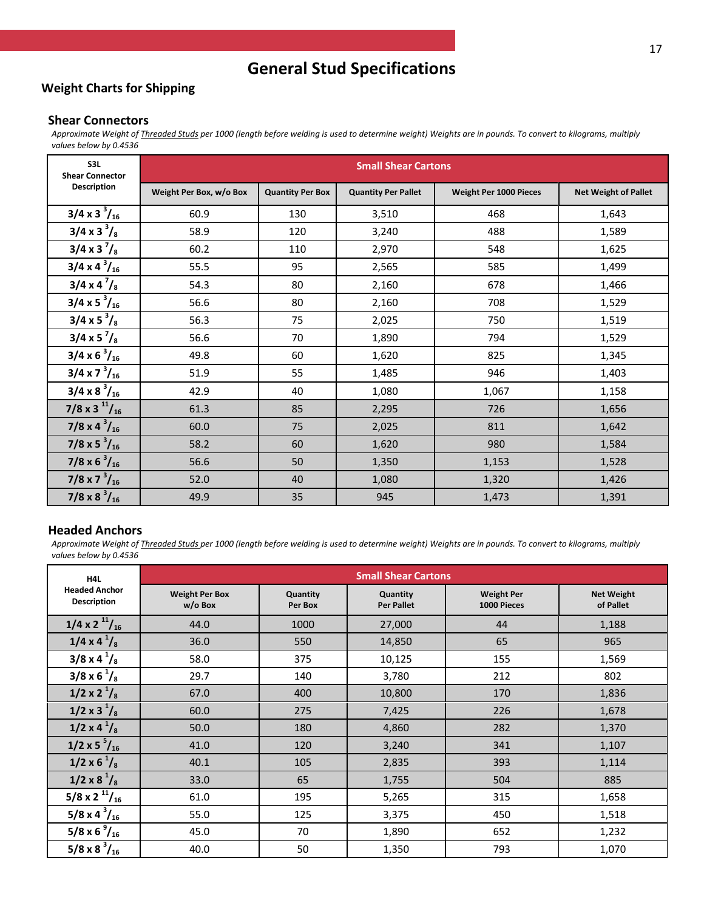# General Stud Specifications

## Weight Charts for Shipping

### Shear Connectors

*Approximate Weight of Threaded Studs per 1000 (length before welding is used to determine weight) Weights are in pounds. To convert to kilograms, multiply values below by 0.4536*

| S3L Shear Connector Description | Small Shear Cartons | | | | |
|---|---|---|---|---|---|
| | Weight Per Box, w/o Box | Quantity Per Box | Quantity Per Pallet | Weight Per 1000 Pieces | Net Weight of Pallet |
| 3/4 x 3 $^{3}/_{16}$ | 60.9 | 130 | 3,510 | 468 | 1,643 |
| 3/4 x 3 $^{3}/_{8}$ | 58.9 | 120 | 3,240 | 488 | 1,589 |
| 3/4 x 3 $^{7}/_{8}$ | 60.2 | 110 | 2,970 | 548 | 1,625 |
| 3/4 x 4 $^{3}/_{16}$ | 55.5 | 95 | 2,565 | 585 | 1,499 |
| 3/4 x 4 $^{7}/_{8}$ | 54.3 | 80 | 2,160 | 678 | 1,466 |
| 3/4 x 5 $^{3}/_{16}$ | 56.6 | 80 | 2,160 | 708 | 1,529 |
| 3/4 x 5 $^{3}/_{8}$ | 56.3 | 75 | 2,025 | 750 | 1,519 |
| 3/4 x 5 $^{7}/_{8}$ | 56.6 | 70 | 1,890 | 794 | 1,529 |
| 3/4 x 6 $^{3}/_{16}$ | 49.8 | 60 | 1,620 | 825 | 1,345 |
| 3/4 x 7 $^{3}/_{16}$ | 51.9 | 55 | 1,485 | 946 | 1,403 |
| 3/4 x 8 $^{3}/_{16}$ | 42.9 | 40 | 1,080 | 1,067 | 1,158 |
| 7/8 x 3 $^{11}/_{16}$ | 61.3 | 85 | 2,295 | 726 | 1,656 |
| 7/8 x 4 $^{3}/_{16}$ | 60.0 | 75 | 2,025 | 811 | 1,642 |
| 7/8 x 5 $^{3}/_{16}$ | 58.2 | 60 | 1,620 | 980 | 1,584 |
| 7/8 x 6 $^{3}/_{16}$ | 56.6 | 50 | 1,350 | 1,153 | 1,528 |
| 7/8 x 7 $^{3}/_{16}$ | 52.0 | 40 | 1,080 | 1,320 | 1,426 |
| 7/8 x 8 $^{3}/_{16}$ | 49.9 | 35 | 945 | 1,473 | 1,391 |

### Headed Anchors

*Approximate Weight of Threaded Studs per 1000 (length before welding is used to determine weight) Weights are in pounds. To convert to kilograms, multiply values below by 0.4536*

| H4L Headed Anchor Description | Small Shear Cartons | | | | |
|---|---|---|---|---|---|
| | Weight Per Box w/o Box | Quantity Per Box | Quantity Per Pallet | Weight Per 1000 Pieces | Net Weight of Pallet |
| 1/4 x 2 $^{11}/_{16}$ | 44.0 | 1000 | 27,000 | 44 | 1,188 |
| 1/4 x 4 $^{1}/_{8}$ | 36.0 | 550 | 14,850 | 65 | 965 |
| 3/8 x 4 $^{1}/_{8}$ | 58.0 | 375 | 10,125 | 155 | 1,569 |
| 3/8 x 6 $^{1}/_{8}$ | 29.7 | 140 | 3,780 | 212 | 802 |
| 1/2 x 2 $^{1}/_{8}$ | 67.0 | 400 | 10,800 | 170 | 1,836 |
| 1/2 x 3 $^{1}/_{8}$ | 60.0 | 275 | 7,425 | 226 | 1,678 |
| 1/2 x 4 $^{1}/_{8}$ | 50.0 | 180 | 4,860 | 282 | 1,370 |
| 1/2 x 5 $^{5}/_{16}$ | 41.0 | 120 | 3,240 | 341 | 1,107 |
| 1/2 x 6 $^{1}/_{8}$ | 40.1 | 105 | 2,835 | 393 | 1,114 |
| 1/2 x 8 $^{1}/_{8}$ | 33.0 | 65 | 1,755 | 504 | 885 |
| 5/8 x 2 $^{11}/_{16}$ | 61.0 | 195 | 5,265 | 315 | 1,658 |
| 5/8 x 4 $^{3}/_{16}$ | 55.0 | 125 | 3,375 | 450 | 1,518 |
| 5/8 x 6 $^{9}/_{16}$ | 45.0 | 70 | 1,890 | 652 | 1,232 |
| 5/8 x 8 $^{3}/_{16}$ | 40.0 | 50 | 1,350 | 793 | 1,070 |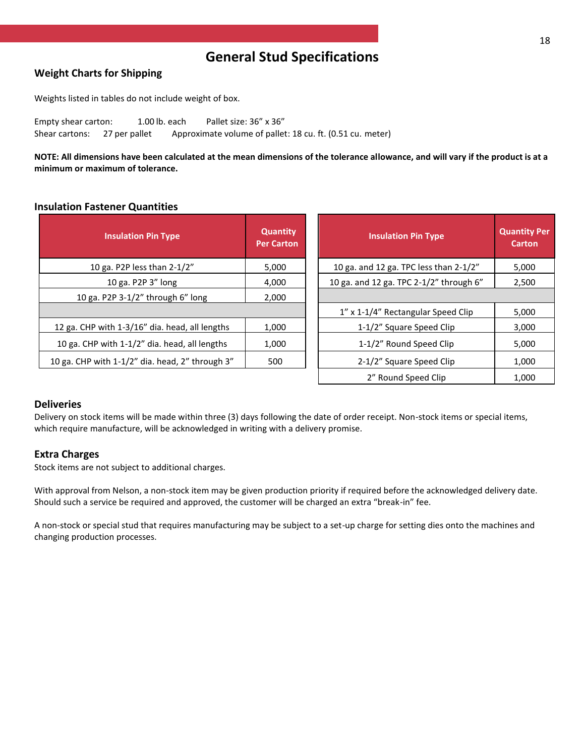# General Stud Specifications

## Weight Charts for Shipping

Weights listed in tables do not include weight of box.

Empty shear carton: 1.00 lb. each Pallet size: 36" x 36"
Shear cartons: 27 per pallet Approximate volume of pallet: 18 cu. ft. (0.51 cu. meter)

**NOTE: All dimensions have been calculated at the mean dimensions of the tolerance allowance, and will vary if the product is at a minimum or maximum of tolerance.**

## Insulation Fastener Quantities

| Insulation Pin Type | Quantity Per Carton |
|---|---|
| 10 ga. P2P less than 2-1/2" | 5,000 |
| 10 ga. P2P 3" long | 4,000 |
| 10 ga. P2P 3-1/2" through 6" long | 2,000 |
| | |
| 12 ga. CHP with 1-3/16" dia. head, all lengths | 1,000 |
| 10 ga. CHP with 1-1/2" dia. head, all lengths | 1,000 |
| 10 ga. CHP with 1-1/2" dia. head, 2" through 3" | 500 |

| Insulation Pin Type | Quantity Per Carton |
|---|---|
| 10 ga. and 12 ga. TPC less than 2-1/2" | 5,000 |
| 10 ga. and 12 ga. TPC 2-1/2" through 6" | 2,500 |
| | |
| 1" x 1-1/4" Rectangular Speed Clip | 5,000 |
| 1-1/2" Square Speed Clip | 3,000 |
| 1-1/2" Round Speed Clip | 5,000 |
| 2-1/2" Square Speed Clip | 1,000 |
| 2" Round Speed Clip | 1,000 |

## Deliveries

Delivery on stock items will be made within three (3) days following the date of order receipt. Non-stock items or special items, which require manufacture, will be acknowledged in writing with a delivery promise.

## Extra Charges

Stock items are not subject to additional charges.

With approval from Nelson, a non-stock item may be given production priority if required before the acknowledged delivery date. Should such a service be required and approved, the customer will be charged an extra "break-in" fee.

A non-stock or special stud that requires manufacturing may be subject to a set-up charge for setting dies onto the machines and changing production processes.